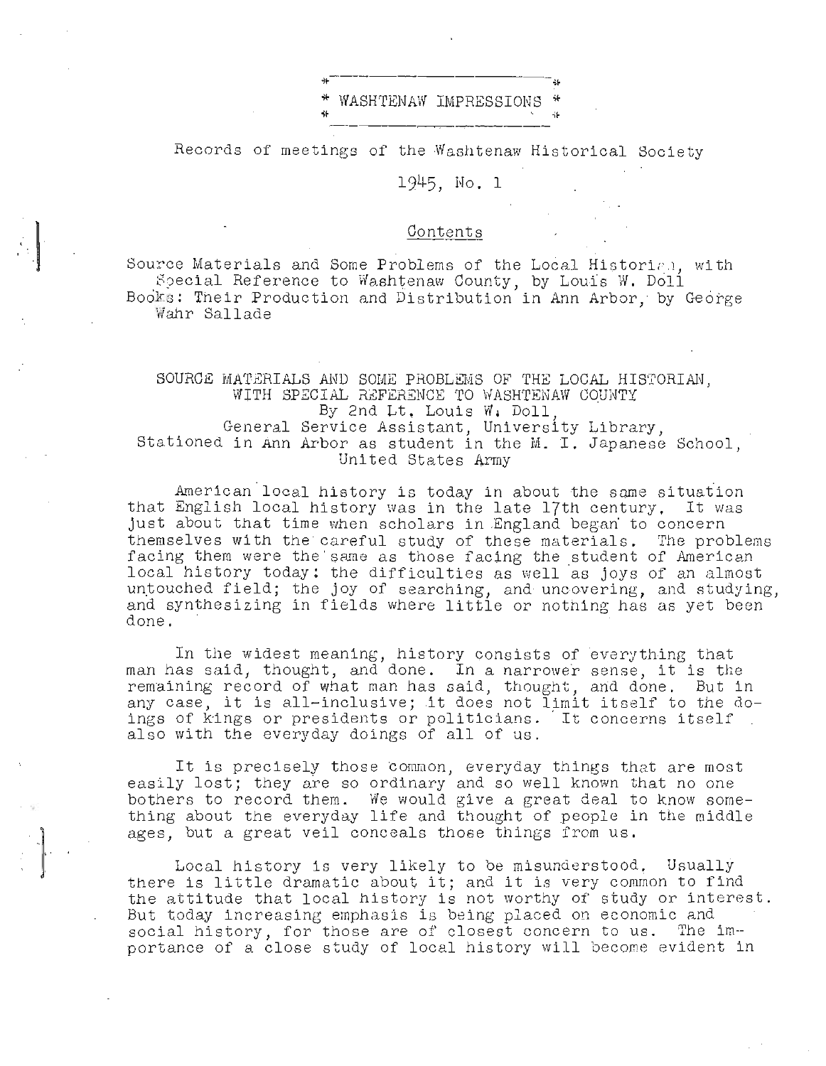# WASHTENAW IMPRESSIONS

Records of meetings of the Washtenaw Historical Society

1945, No. 1

## Contents

Source Materials and Some Problems of the Local Historian, with Special Reference to Washtenaw County, by Louis W. Doll
Books: Their Production and Distribution in Ann Arbor, by George Wahr Sallade

## SOURCE MATERIALS AND SOME PROBLEMS OF THE LOCAL HISTORIAN, WITH SPECIAL REFERENCE TO WASHTENAW COUNTY

By 2nd Lt. Louis W. Doll,
General Service Assistant, University Library,
Stationed in Ann Arbor as student in the M. I. Japanese School,
United States Army

American local history is today in about the same situation that English local history was in the late 17th century. It was just about that time when scholars in England began to concern themselves with the careful study of these materials. The problems facing them were the same as those facing the student of American local history today: the difficulties as well as joys of an almost untouched field; the joy of searching, and uncovering, and studying, and synthesizing in fields where little or nothing has as yet been done.

In the widest meaning, history consists of everything that man has said, thought, and done. In a narrower sense, it is the remaining record of what man has said, thought, and done. But in any case, it is all-inclusive; it does not limit itself to the doings of kings or presidents or politicians. It concerns itself also with the everyday doings of all of us.

It is precisely those common, everyday things that are most easily lost; they are so ordinary and so well known that no one bothers to record them. We would give a great deal to know something about the everyday life and thought of people in the middle ages, but a great veil conceals those things from us.

Local history is very likely to be misunderstood. Usually there is little dramatic about it; and it is very common to find the attitude that local history is not worthy of study or interest. But today increasing emphasis is being placed on economic and social history, for those are of closest concern to us. The importance of a close study of local history will become evident in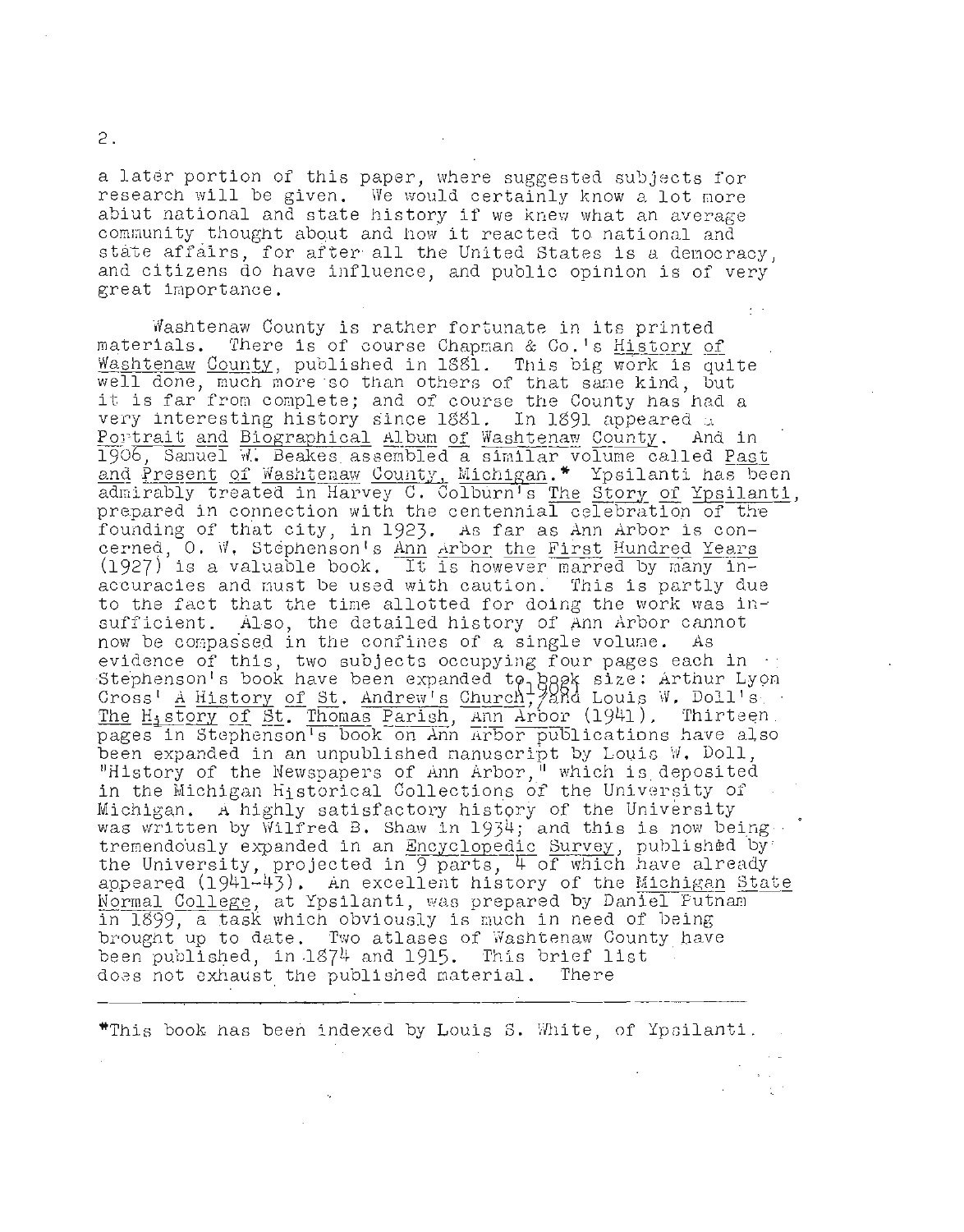a later portion of this paper, where suggested subjects for research will be given. We would certainly know a lot more abiut national and state history if we knew what an average community thought about and how it reacted to national and state affairs, for after all the United States is a democracy, and citizens do have influence, and public opinion is of very great importance.

Washtenaw County is rather fortunate in its printed materials. There is of course Chapman & Co.'s History of Washtenaw County, published in 1881. This big work is quite well done, much more so than others of that same kind, but it is far from complete; and of course the County has had a very interesting history since 1881. In 1891 appeared a Portrait and Biographical Album of Washtenaw County. And in 1906, Samuel W. Beakes assembled a similar volume called Past and Present of Washtenaw County, Michigan.* Ypsilanti has been admirably treated in Harvey C. Colburn's The Story of Ypsilanti, prepared in connection with the centennial celebration of the founding of that city, in 1923. As far as Ann Arbor is concerned, O. W. Stephenson's Ann Arbor the First Hundred Years (1927) is a valuable book. It is however marred by many inaccuracies and must be used with caution. This is partly due to the fact that the time allotted for doing the work was insufficient. Also, the detailed history of Ann Arbor cannot now be compassed in the confines of a single volume. As evidence of this, two subjects occupying four pages each in Stephenson's book have been expanded to book size: Arthur Lyon Cross' A History of St. Andrew's Church (1906), and Louis W. Doll's The History of St. Thomas Parish, Ann Arbor (1941). Thirteen pages in Stephenson's book on Ann Arbor publications have also been expanded in an unpublished manuscript by Louis W. Doll, "History of the Newspapers of Ann Arbor," which is deposited in the Michigan Historical Collections of the University of Michigan. A highly satisfactory history of the University was written by Wilfred B. Shaw in 1934; and this is now being tremendously expanded in an Encyclopedic Survey, published by the University, projected in 9 parts, 4 of which have already appeared (1941-43). An excellent history of the Michigan State Normal College, at Ypsilanti, was prepared by Daniel Putnam in 1899, a task which obviously is much in need of being brought up to date. Two atlases of Washtenaw County have been published, in 1874 and 1915. This brief list does not exhaust the published material. There

---

*This book has been indexed by Louis S. White, of Ypsilanti.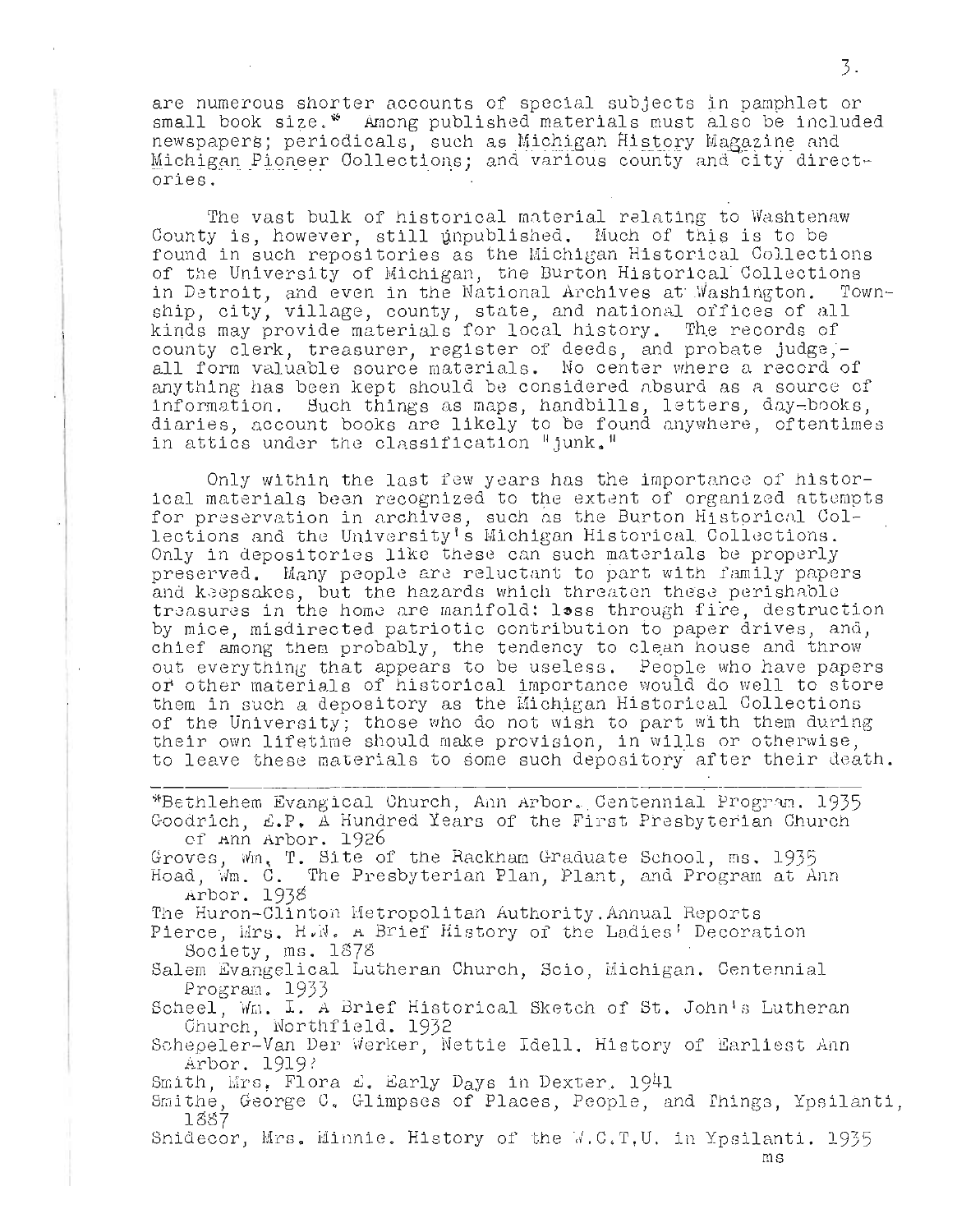are numerous shorter accounts of special subjects in pamphlet or small book size.* Among published materials must also be included newspapers; periodicals, such as Michigan History Magazine and Michigan Pioneer Collections; and various county and city directories.

The vast bulk of historical material relating to Washtenaw County is, however, still unpublished. Much of this is to be found in such repositories as the Michigan Historical Collections of the University of Michigan, the Burton Historical Collections in Detroit, and even in the National Archives at Washington. Township, city, village, county, state, and national offices of all kinds may provide materials for local history. The records of county clerk, treasurer, register of deeds, and probate judge,-all form valuable source materials. No center where a record of anything has been kept should be considered absurd as a source of information. Such things as maps, handbills, letters, day-books, diaries, account books are likely to be found anywhere, oftentimes in attics under the classification "junk."

Only within the last few years has the importance of historical materials been recognized to the extent of organized attempts for preservation in archives, such as the Burton Historical Collections and the University's Michigan Historical Collections. Only in depositories like these can such materials be properly preserved. Many people are reluctant to part with family papers and keepsakes, but the hazards which threaten these perishable treasures in the home are manifold: loss through fire, destruction by mice, misdirected patriotic contribution to paper drives, and, chief among them probably, the tendency to clean house and throw out everything that appears to be useless. People who have papers or other materials of historical importance would do well to store them in such a depository as the Michigan Historical Collections of the University; those who do not wish to part with them during their own lifetime should make provision, in wills or otherwise, to leave these materials to some such depository after their death.

---

*Bethlehem Evangical Church, Ann Arbor. Centennial Program. 1935
Goodrich, E.P. A Hundred Years of the First Presbyterian Church of Ann Arbor. 1926
Groves, Wm. T. Site of the Rackham Graduate School, ms. 1935
Hoad, Wm. C. The Presbyterian Plan, Plant, and Program at Ann Arbor. 1938
The Huron-Clinton Metropolitan Authority. Annual Reports
Pierce, Mrs. H.W. A Brief History of the Ladies' Decoration Society, ms. 1878
Salem Evangelical Lutheran Church, Scio, Michigan. Centennial Program. 1933
Scheel, Wm. I. A Brief Historical Sketch of St. John's Lutheran Church, Northfield. 1932
Schepeler-Van Der Werker, Nettie Idell. History of Earliest Ann Arbor. 1919?
Smith, Mrs. Flora E. Early Days in Dexter. 1941
Smithe, George C. Glimpses of Places, People, and Things, Ypsilanti, 1887
Snidecor, Mrs. Minnie. History of the W.C.T.U. in Ypsilanti. 1935 ms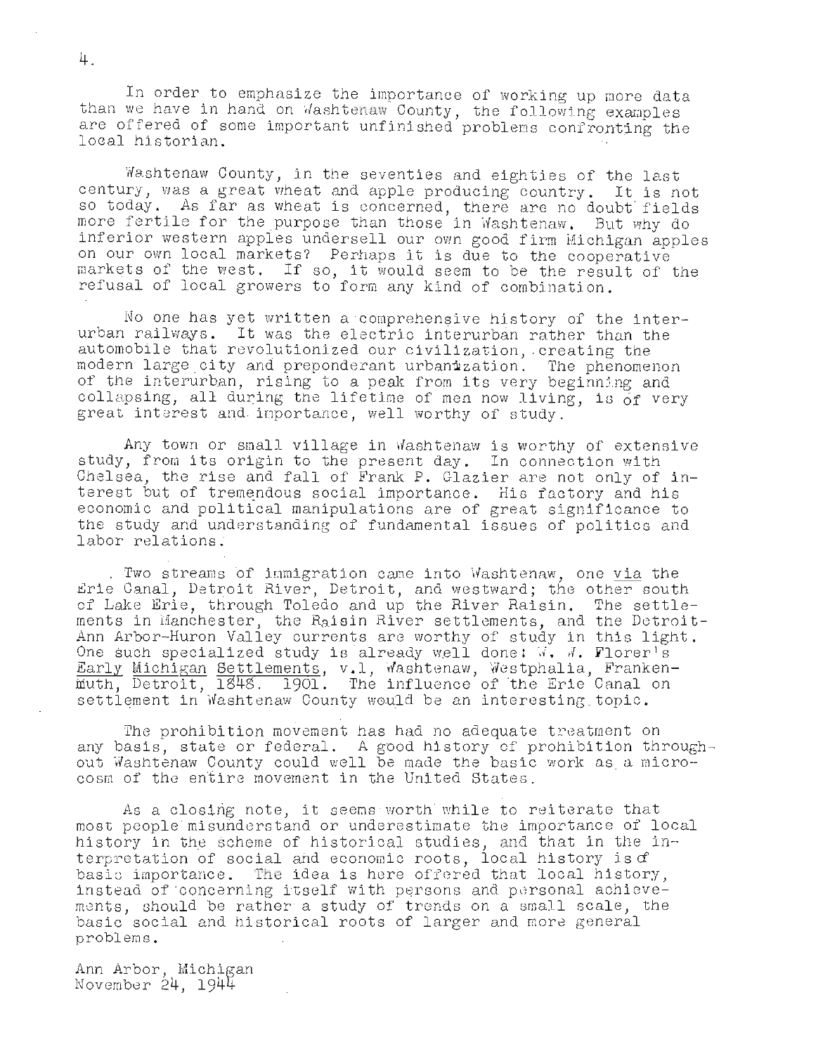In order to emphasize the importance of working up more data than we have in hand on Washtenaw County, the following examples are offered of some important unfinished problems confronting the local historian.

Washtenaw County, in the seventies and eighties of the last century, was a great wheat and apple producing country. It is not so today. As far as wheat is concerned, there are no doubt fields more fertile for the purpose than those in Washtenaw. But why do inferior western apples undersell our own good firm Michigan apples on our own local markets? Perhaps it is due to the cooperative markets of the west. If so, it would seem to be the result of the refusal of local growers to form any kind of combination.

No one has yet written a comprehensive history of the interurban railways. It was the electric interurban rather than the automobile that revolutionized our civilization, creating the modern large city and preponderant urbanization. The phenomenon of the interurban, rising to a peak from its very beginning and collapsing, all during the lifetime of men now living, is of very great interest and importance, well worthy of study.

Any town or small village in Washtenaw is worthy of extensive study, from its origin to the present day. In connection with Chelsea, the rise and fall of Frank P. Glazier are not only of interest but of tremendous social importance. His factory and his economic and political manipulations are of great significance to the study and understanding of fundamental issues of politics and labor relations.

Two streams of immigration came into Washtenaw, one *via* the Erie Canal, Detroit River, Detroit, and westward; the other south of Lake Erie, through Toledo and up the River Raisin. The settlements in Manchester, the Raisin River settlements, and the Detroit-Ann Arbor-Huron Valley currents are worthy of study in this light. One such specialized study is already well done: W. W. Florer's *Early Michigan Settlements*, v.1, Washtenaw, Westphalia, Frankenmuth, Detroit, 1848. 1901. The influence of the Erie Canal on settlement in Washtenaw County would be an interesting topic.

The prohibition movement has had no adequate treatment on any basis, state or federal. A good history of prohibition throughout Washtenaw County could well be made the basic work as a microcosm of the entire movement in the United States.

As a closing note, it seems worth while to reiterate that most people misunderstand or underestimate the importance of local history in the scheme of historical studies, and that in the interpretation of social and economic roots, local history is of basic importance. The idea is here offered that local history, instead of concerning itself with persons and personal achievements, should be rather a study of trends on a small scale, the basic social and historical roots of larger and more general problems.

Ann Arbor, Michigan
November 24, 1944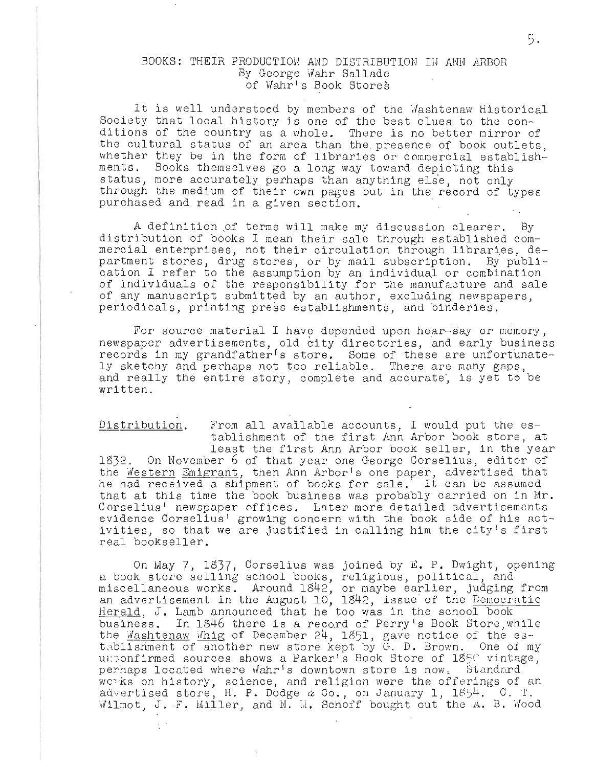BOOKS: THEIR PRODUCTION AND DISTRIBUTION IN ANN ARBOR
By George Wahr Sallade
of Wahr's Book Stores

It is well understood by members of the Washtenaw Historical Society that local history is one of the best clues to the conditions of the country as a whole. There is no better mirror of the cultural status of an area than the presence of book outlets, whether they be in the form of libraries or commercial establishments. Books themselves go a long way toward depicting this status, more accurately perhaps than anything else, not only through the medium of their own pages but in the record of types purchased and read in a given section.

A definition of terms will make my discussion clearer. By distribution of books I mean their sale through established commercial enterprises, not their circulation through libraries, department stores, drug stores, or by mail subscription. By publication I refer to the assumption by an individual or combination of individuals of the responsibility for the manufacture and sale of any manuscript submitted by an author, excluding newspapers, periodicals, printing press establishments, and binderies.

For source material I have depended upon hear-say or memory, newspaper advertisements, old city directories, and early business records in my grandfather's store. Some of these are unfortunately sketchy and perhaps not too reliable. There are many gaps, and really the entire story, complete and accurate, is yet to be written.

<u>Distribution</u>. From all available accounts, I would put the establishment of the first Ann Arbor book store, at least the first Ann Arbor book seller, in the year 1832. On November 6 of that year one George Corselius, editor of the <u>Western Emigrant</u>, then Ann Arbor's one paper, advertised that he had received a shipment of books for sale. It can be assumed that at this time the book business was probably carried on in Mr. Corselius' newspaper offices. Later more detailed advertisements evidence Corselius' growing concern with the book side of his activities, so that we are justified in calling him the city's first real bookseller.

On May 7, 1837, Corselius was joined by E. P. Dwight, opening a book store selling school books, religious, political, and miscellaneous works. Around 1842, or maybe earlier, judging from an advertisement in the August 10, 1842, issue of the <u>Democratic Herald</u>, J. Lamb announced that he too was in the school book business. In 1846 there is a record of Perry's Book Store, while the <u>Washtenaw Whig</u> of December 24, 1851, gave notice of the establishment of another new store kept by G. D. Brown. One of my unconfirmed sources shows a Parker's Book Store of 1850 vintage, perhaps located where Wahr's downtown store is now. Standard works on history, science, and religion were the offerings of an advertised store, H. P. Dodge & Co., on January 1, 1854. C. T. Wilmot, J. F. Miller, and N. M. Schoff bought out the A. B. Wood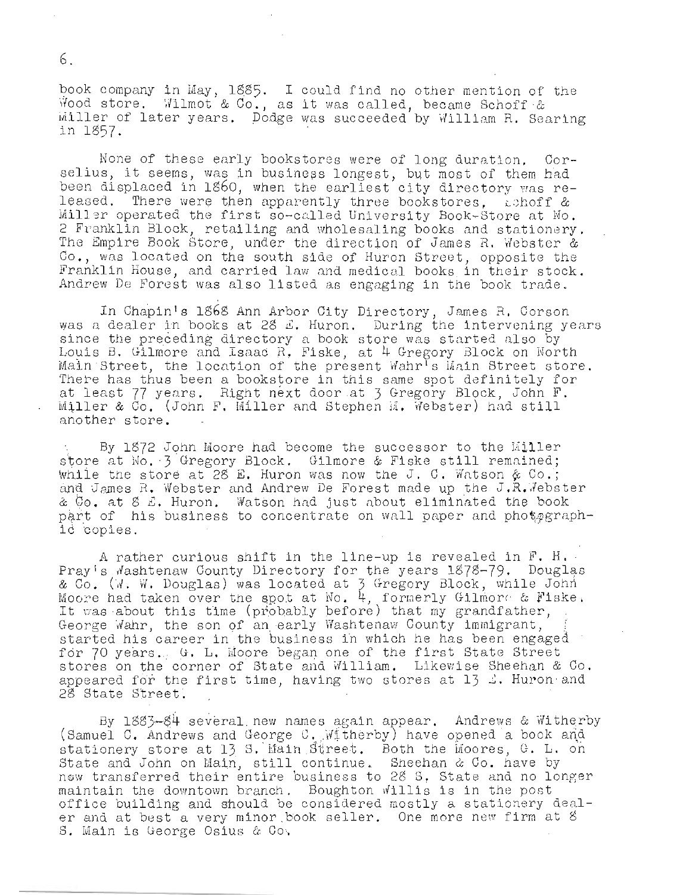book company in May, 1885. I could find no other mention of the Wood store. Wilmot & Co., as it was called, became Schoff & Miller of later years. Dodge was succeeded by William R. Searing in 1857.

None of these early bookstores were of long duration. Corselius, it seems, was in business longest, but most of them had been displaced in 1860, when the earliest city directory was released. There were then apparently three bookstores. Schoff & Miller operated the first so-called University Book-Store at No. 2 Franklin Block, retailing and wholesaling books and stationery. The Empire Book Store, under the direction of James R. Webster & Co., was located on the south side of Huron Street, opposite the Franklin House, and carried law and medical books in their stock. Andrew De Forest was also listed as engaging in the book trade.

In Chapin's 1868 Ann Arbor City Directory, James R. Corson was a dealer in books at 28 E. Huron. During the intervening years since the preceding directory a book store was started also by Louis B. Gilmore and Isaac R. Fiske, at 4 Gregory Block on North Main Street, the location of the present Wahr's Main Street store. There has thus been a bookstore in this same spot definitely for at least 77 years. Right next door at 3 Gregory Block, John F. Miller & Co. (John F. Miller and Stephen M. Webster) had still another store.

By 1872 John Moore had become the successor to the Miller store at No. 3 Gregory Block. Gilmore & Fiske still remained; while the store at 28 E. Huron was now the J. C. Watson & Co.; and James R. Webster and Andrew De Forest made up the J.R.Webster & Co. at 8 E. Huron. Watson had just about eliminated the book part of his business to concentrate on wall paper and photographic copies.

A rather curious shift in the line-up is revealed in F. H. Pray's Washtenaw County Directory for the years 1878-79. Douglas & Co. (W. W. Douglas) was located at 3 Gregory Block, while John Moore had taken over the spot at No. 4, formerly Gilmore & Fiske. It was about this time (probably before) that my grandfather, George Wahr, the son of an early Washtenaw County immigrant, started his career in the business in which he has been engaged for 70 years. G. L. Moore began one of the first State Street stores on the corner of State and William. Likewise Sheehan & Co. appeared for the first time, having two stores at 13 E. Huron and 28 State Street.

By 1883-84 several new names again appear. Andrews & Witherby (Samuel C. Andrews and George C. Witherby) have opened a book and stationery store at 13 S. Main Street. Both the Moores, G. L. on State and John on Main, still continue. Sheehan & Co. have by now transferred their entire business to 28 S. State and no longer maintain the downtown branch. Boughton Willis is in the post office building and should be considered mostly a stationery dealer and at best a very minor book seller. One more new firm at 8 S. Main is George Osius & Co.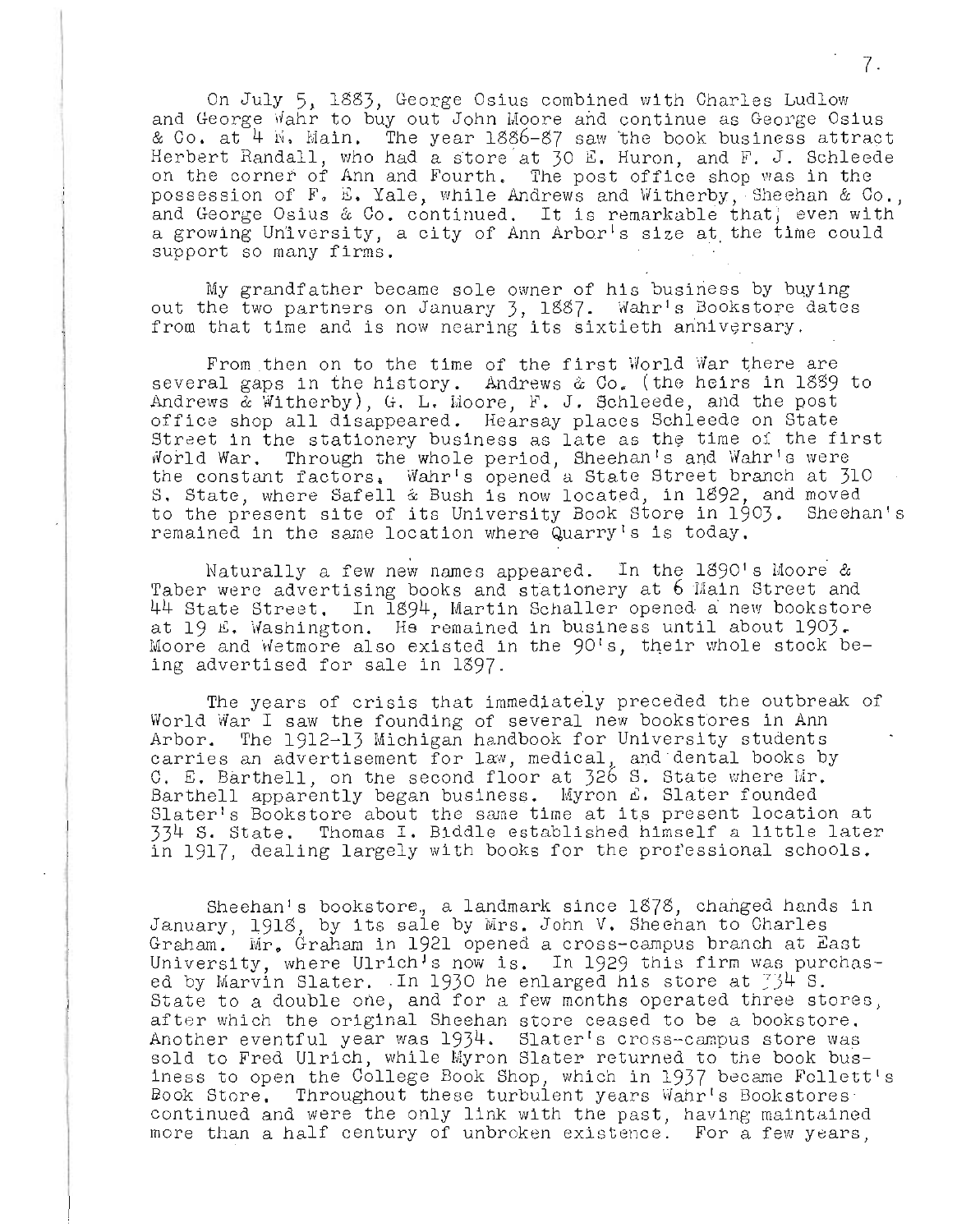On July 5, 1883, George Osius combined with Charles Ludlow and George Wahr to buy out John Moore and continue as George Osius & Co. at 4 N. Main. The year 1886-87 saw the book business attract Herbert Randall, who had a store at 30 E. Huron, and F. J. Schleede on the corner of Ann and Fourth. The post office shop was in the possession of F. E. Yale, while Andrews and Witherby, Sheehan & Co., and George Osius & Co. continued. It is remarkable that, even with a growing University, a city of Ann Arbor's size at the time could support so many firms.

My grandfather became sole owner of his business by buying out the two partners on January 3, 1887. Wahr's Bookstore dates from that time and is now nearing its sixtieth anniversary.

From then on to the time of the first World War there are several gaps in the history. Andrews & Co. (the heirs in 1889 to Andrews & Witherby), G. L. Moore, F. J. Schleede, and the post office shop all disappeared. Hearsay places Schleede on State Street in the stationery business as late as the time of the first World War. Through the whole period, Sheehan's and Wahr's were the constant factors. Wahr's opened a State Street branch at 310 S. State, where Safell & Bush is now located, in 1892, and moved to the present site of its University Book Store in 1903. Sheehan's remained in the same location where Quarry's is today.

Naturally a few new names appeared. In the 1890's Moore & Taber were advertising books and stationery at 6 Main Street and 44 State Street. In 1894, Martin Schaller opened a new bookstore at 19 E. Washington. He remained in business until about 1903. Moore and Wetmore also existed in the 90's, their whole stock being advertised for sale in 1897.

The years of crisis that immediately preceded the outbreak of World War I saw the founding of several new bookstores in Ann Arbor. The 1912-13 Michigan handbook for University students carries an advertisement for law, medical, and dental books by C. E. Barthell, on the second floor at 326 S. State where Mr. Barthell apparently began business. Myron E. Slater founded Slater's Bookstore about the same time at its present location at 334 S. State. Thomas I. Biddle established himself a little later in 1917, dealing largely with books for the professional schools.

Sheehan's bookstore, a landmark since 1878, changed hands in January, 1918, by its sale by Mrs. John V. Sheehan to Charles Graham. Mr. Graham in 1921 opened a cross-campus branch at East University, where Ulrich's now is. In 1929 this firm was purchased by Marvin Slater. In 1930 he enlarged his store at 334 S. State to a double one, and for a few months operated three stores, after which the original Sheehan store ceased to be a bookstore. Another eventful year was 1934. Slater's cross-campus store was sold to Fred Ulrich, while Myron Slater returned to the book business to open the College Book Shop, which in 1937 became Follett's Book Store. Throughout these turbulent years Wahr's Bookstores continued and were the only link with the past, having maintained more than a half century of unbroken existence. For a few years,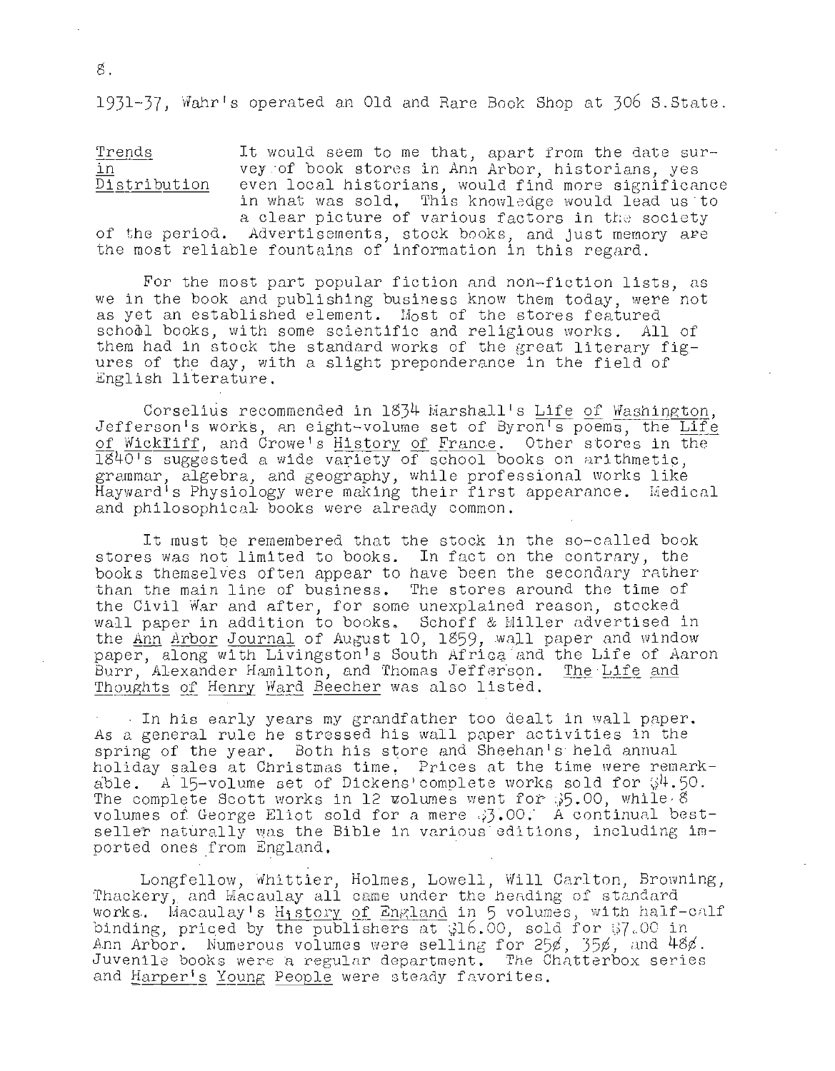1931-37, Wahr's operated an Old and Rare Book Shop at 306 S.State.

**Trends in Distribution** It would seem to me that, apart from the date survey of book stores in Ann Arbor, historians, yes even local historians, would find more significance in what was sold. This knowledge would lead us to a clear picture of various factors in the society of the period. Advertisements, stock books, and just memory are the most reliable fountains of information in this regard.

For the most part popular fiction and non-fiction lists, as we in the book and publishing business know them today, were not as yet an established element. Most of the stores featured school books, with some scientific and religious works. All of them had in stock the standard works of the great literary figures of the day, with a slight preponderance in the field of English literature.

Corselius recommended in 1834 Marshall's Life of Washington, Jefferson's works, an eight-volume set of Byron's poems, the Life of Wickliff, and Crowe's History of France. Other stores in the 1840's suggested a wide variety of school books on arithmetic, grammar, algebra, and geography, while professional works like Hayward's Physiology were making their first appearance. Medical and philosophical books were already common.

It must be remembered that the stock in the so-called book stores was not limited to books. In fact on the contrary, the books themselves often appear to have been the secondary rather than the main line of business. The stores around the time of the Civil War and after, for some unexplained reason, stocked wall paper in addition to books. Schoff & Miller advertised in the Ann Arbor Journal of August 10, 1859, wall paper and window paper, along with Livingston's South Africa and the Life of Aaron Burr, Alexander Hamilton, and Thomas Jefferson. The Life and Thoughts of Henry Ward Beecher was also listed.

In his early years my grandfather too dealt in wall paper. As a general rule he stressed his wall paper activities in the spring of the year. Both his store and Sheehan's held annual holiday sales at Christmas time. Prices at the time were remarkable. A 15-volume set of Dickens' complete works sold for $4.50. The complete Scott works in 12 volumes went for $5.00, while 8 volumes of George Eliot sold for a mere $3.00. A continual bestseller naturally was the Bible in various editions, including imported ones from England.

Longfellow, Whittier, Holmes, Lowell, Will Carlton, Browning, Thackery, and Macaulay all came under the heading of standard works. Macaulay's History of England in 5 volumes, with half-calf binding, priced by the publishers at $16.00, sold for $7.00 in Ann Arbor. Numerous volumes were selling for 25¢, 35¢, and 48¢. Juvenile books were a regular department. The Chatterbox series and Harper's Young People were steady favorites.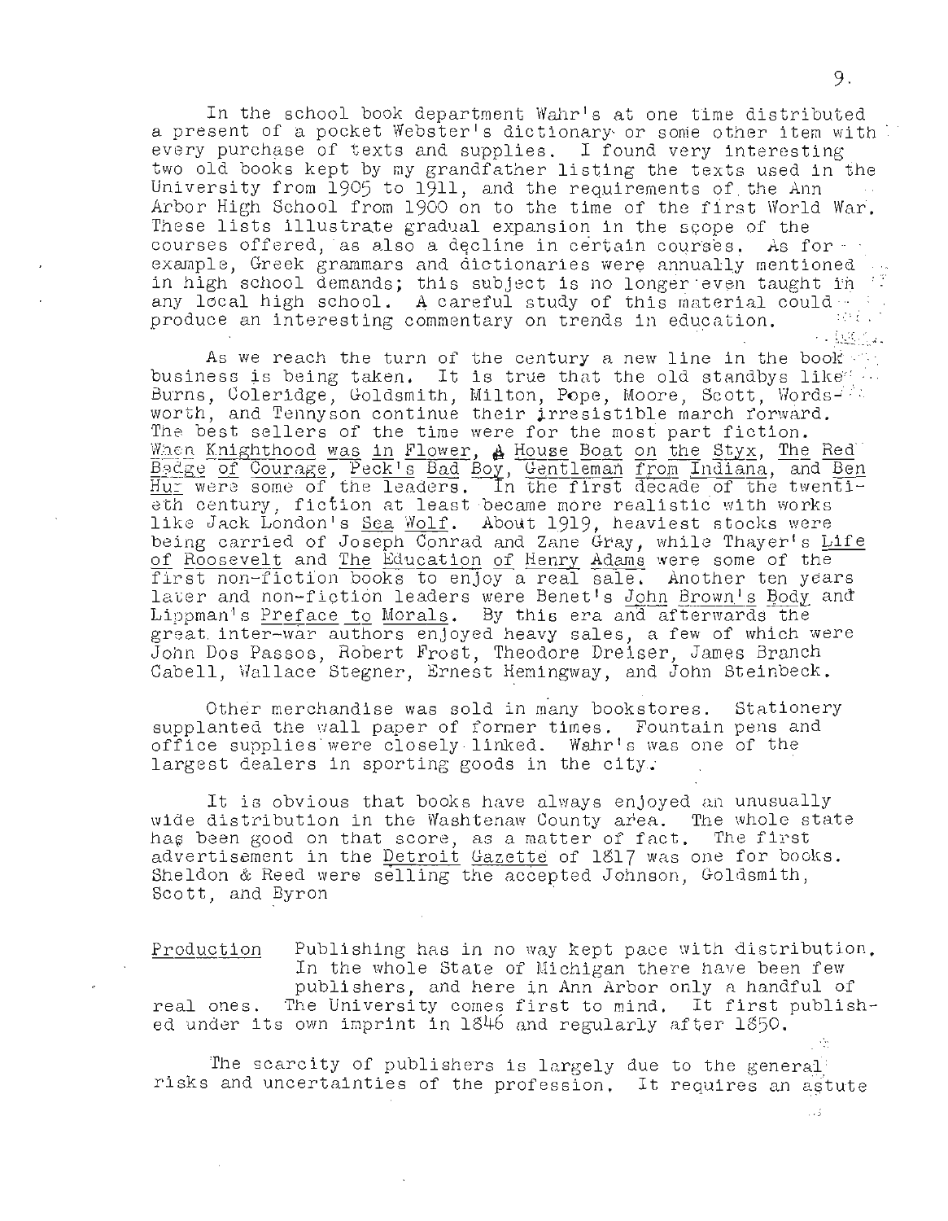In the school book department Wahr's at one time distributed a present of a pocket Webster's dictionary or some other item with every purchase of texts and supplies. I found very interesting two old books kept by my grandfather listing the texts used in the University from 1905 to 1911, and the requirements of the Ann Arbor High School from 1900 on to the time of the first World War. These lists illustrate gradual expansion in the scope of the courses offered, as also a decline in certain courses. As for example, Greek grammars and dictionaries were annually mentioned in high school demands; this subject is no longer even taught in any local high school. A careful study of this material could produce an interesting commentary on trends in education.

As we reach the turn of the century a new line in the book business is being taken. It is true that the old standbys like Burns, Coleridge, Goldsmith, Milton, Pope, Moore, Scott, Wordsworth, and Tennyson continue their irresistible march forward. The best sellers of the time were for the most part fiction. When Knighthood was in Flower, A House Boat on the Styx, The Red Badge of Courage, Peck's Bad Boy, Gentleman from Indiana, and Ben Hur were some of the leaders. In the first decade of the twentieth century, fiction at least became more realistic with works like Jack London's Sea Wolf. About 1919, heaviest stocks were being carried of Joseph Conrad and Zane Gray, while Thayer's Life of Roosevelt and The Education of Henry Adams were some of the first non-fiction books to enjoy a real sale. Another ten years later and non-fiction leaders were Benet's John Brown's Body and Lippman's Preface to Morals. By this era and afterwards the great inter-war authors enjoyed heavy sales, a few of which were John Dos Passos, Robert Frost, Theodore Dreiser, James Branch Cabell, Wallace Stegner, Ernest Hemingway, and John Steinbeck.

Other merchandise was sold in many bookstores. Stationery supplanted the wall paper of former times. Fountain pens and office supplies were closely linked. Wahr's was one of the largest dealers in sporting goods in the city.

It is obvious that books have always enjoyed an unusually wide distribution in the Washtenaw County area. The whole state has been good on that score, as a matter of fact. The first advertisement in the Detroit Gazette of 1817 was one for books. Sheldon & Reed were selling the accepted Johnson, Goldsmith, Scott, and Byron

Production Publishing has in no way kept pace with distribution. In the whole State of Michigan there have been few publishers, and here in Ann Arbor only a handful of real ones. The University comes first to mind. It first published under its own imprint in 1846 and regularly after 1850.

The scarcity of publishers is largely due to the general risks and uncertainties of the profession. It requires an astute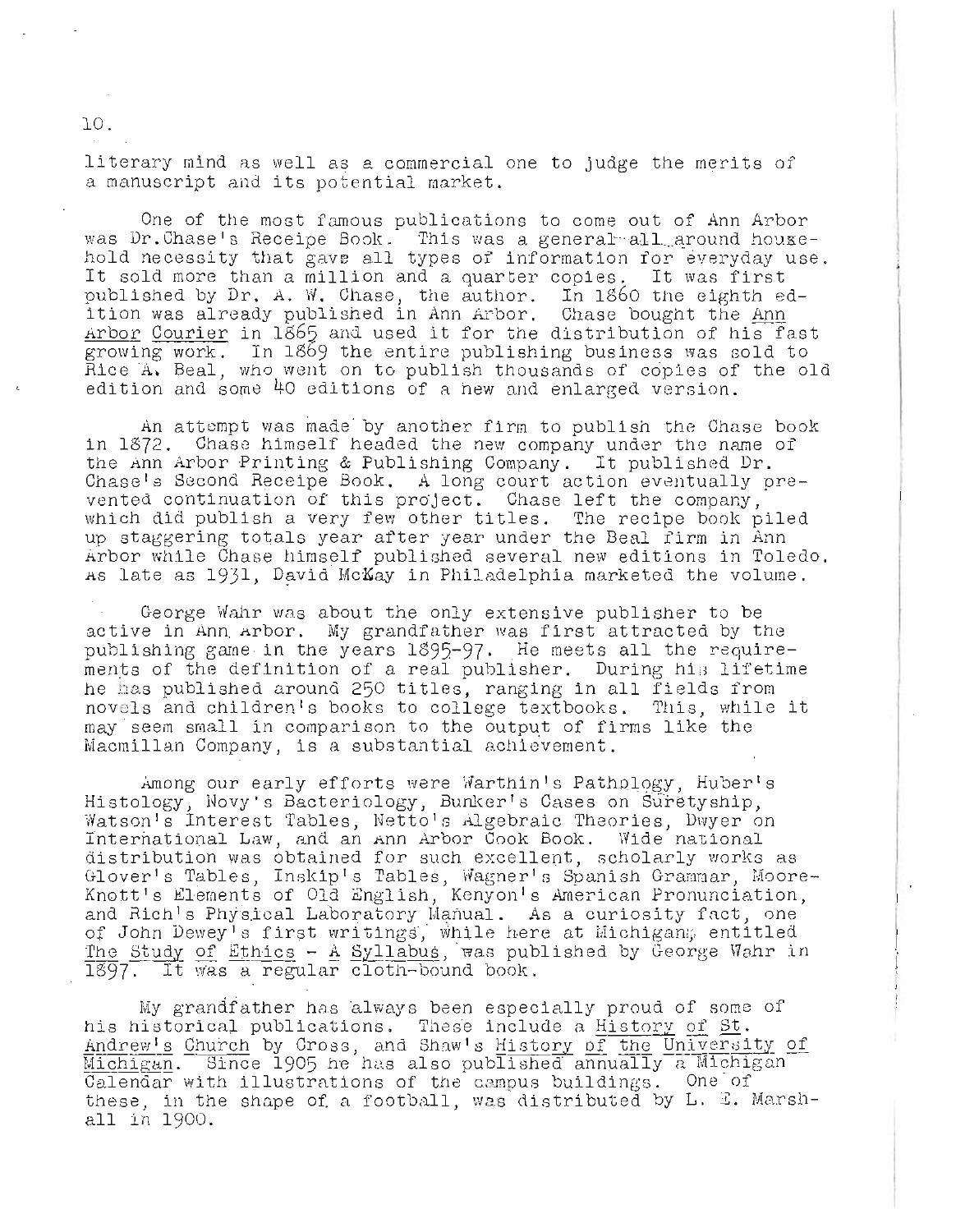literary mind as well as a commercial one to judge the merits of a manuscript and its potential market.

One of the most famous publications to come out of Ann Arbor was Dr.Chase's Receipe Book. This was a general all around household necessity that gave all types of information for everyday use. It sold more than a million and a quarter copies. It was first published by Dr. A. W. Chase, the author. In 1860 the eighth edition was already published in Ann Arbor. Chase bought the Ann Arbor Courier in 1865 and used it for the distribution of his fast growing work. In 1869 the entire publishing business was sold to Rice A. Beal, who went on to publish thousands of copies of the old edition and some 40 editions of a new and enlarged version.

An attempt was made by another firm to publish the Chase book in 1872. Chase himself headed the new company under the name of the Ann Arbor Printing & Publishing Company. It published Dr. Chase's Second Receipe Book. A long court action eventually prevented continuation of this project. Chase left the company, which did publish a very few other titles. The recipe book piled up staggering totals year after year under the Beal firm in Ann Arbor while Chase himself published several new editions in Toledo. As late as 1931, David McKay in Philadelphia marketed the volume.

George Wahr was about the only extensive publisher to be active in Ann Arbor. My grandfather was first attracted by the publishing game in the years 1895-97. He meets all the requirements of the definition of a real publisher. During his lifetime he has published around 250 titles, ranging in all fields from novels and children's books to college textbooks. This, while it may seem small in comparison to the output of firms like the Macmillan Company, is a substantial achievement.

Among our early efforts were Warthin's Pathology, Huber's Histology, Novy's Bacteriology, Bunker's Cases on Suretyship, Watson's Interest Tables, Netto's Algebraic Theories, Dwyer on International Law, and an Ann Arbor Cook Book. Wide national distribution was obtained for such excellent, scholarly works as Glover's Tables, Inskip's Tables, Wagner's Spanish Grammar, Moore-Knott's Elements of Old English, Kenyon's American Pronunciation, and Rich's Physical Laboratory Manual. As a curiosity fact, one of John Dewey's first writings, while here at Michigan, entitled The Study of Ethics - A Syllabus, was published by George Wahr in 1897. It was a regular cloth-bound book.

My grandfather has always been especially proud of some of his historical publications. These include a History of St. Andrew's Church by Cross, and Shaw's History of the University of Michigan. Since 1905 he has also published annually a Michigan Calendar with illustrations of the campus buildings. One of these, in the shape of a football, was distributed by L. E. Marshall in 1900.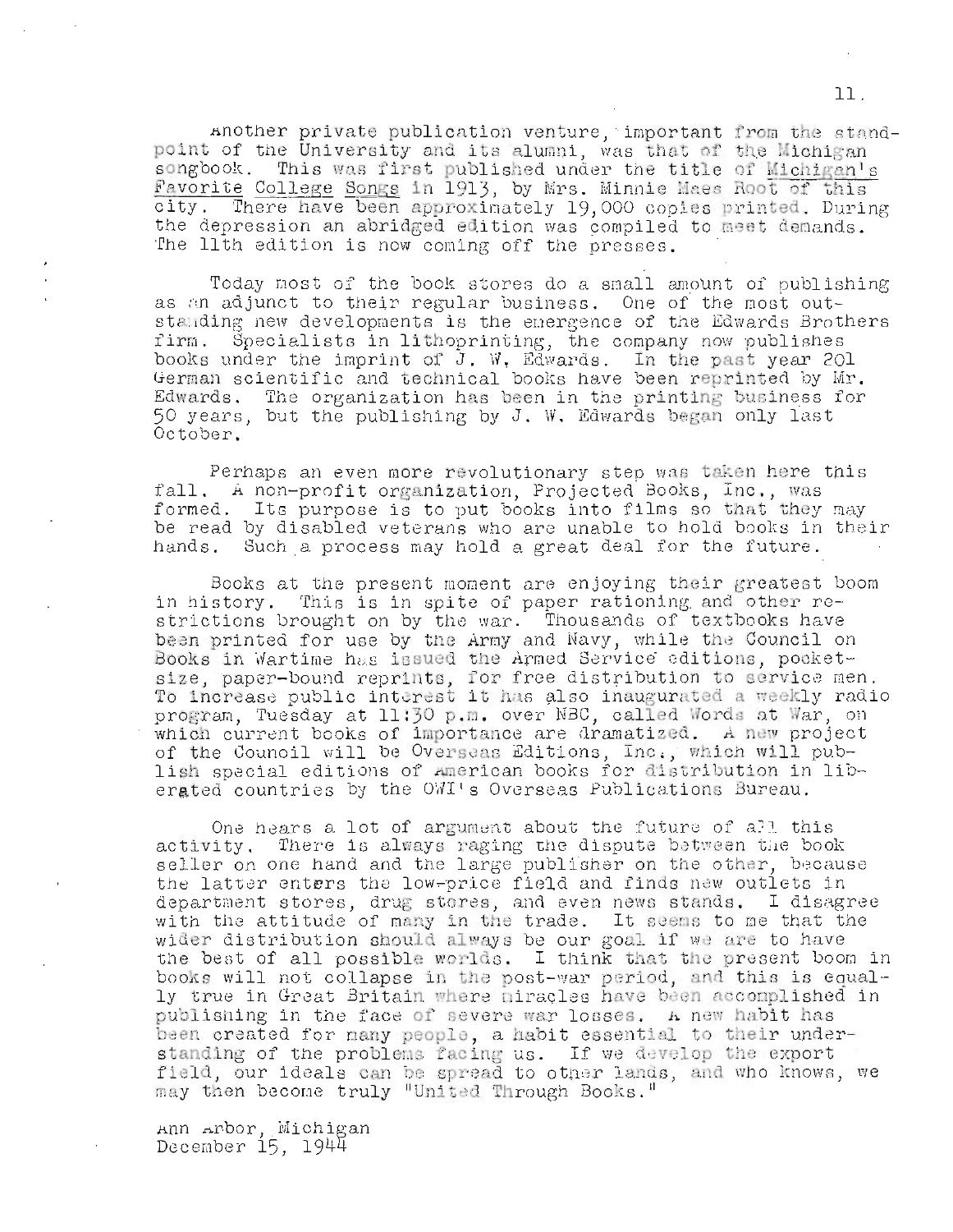Another private publication venture, important from the standpoint of the University and its alumni, was that of the Michigan songbook. This was first published under the title of _Michigan's Favorite College Songs_ in 1913, by Mrs. Minnie Maes Root of this city. There have been approximately 19,000 copies printed. During the depression an abridged edition was compiled to meet demands. The 11th edition is now coming off the presses.

Today most of the book stores do a small amount of publishing as an adjunct to their regular business. One of the most outstanding new developments is the emergence of the Edwards Brothers firm. Specialists in lithoprinting, the company now publishes books under the imprint of J. W. Edwards. In the past year 201 German scientific and technical books have been reprinted by Mr. Edwards. The organization has been in the printing business for 50 years, but the publishing by J. W. Edwards began only last October.

Perhaps an even more revolutionary step was taken here this fall. A non-profit organization, Projected Books, Inc., was formed. Its purpose is to put books into films so that they may be read by disabled veterans who are unable to hold books in their hands. Such a process may hold a great deal for the future.

Books at the present moment are enjoying their greatest boom in history. This is in spite of paper rationing and other restrictions brought on by the war. Thousands of textbooks have been printed for use by the Army and Navy, while the Council on Books in Wartime has issued the Armed Service editions, pocket-size, paper-bound reprints, for free distribution to service men. To increase public interest it has also inaugurated a weekly radio program, Tuesday at 11:30 p.m. over NBC, called Words at War, on which current books of importance are dramatized. A new project of the Council will be Overseas Editions, Inc., which will publish special editions of American books for distribution in liberated countries by the OWI's Overseas Publications Bureau.

One hears a lot of argument about the future of all this activity. There is always raging the dispute between the book seller on one hand and the large publisher on the other, because the latter enters the low-price field and finds new outlets in department stores, drug stores, and even news stands. I disagree with the attitude of many in the trade. It seems to me that the wider distribution should always be our goal if we are to have the best of all possible worlds. I think that the present boom in books will not collapse in the post-war period, and this is equally true in Great Britain where miracles have been accomplished in publishing in the face of severe war losses. A new habit has been created for many people, a habit essential to their understanding of the problems facing us. If we develop the export field, our ideals can be spread to other lands, and who knows, we may then become truly "United Through Books."

Ann Arbor, Michigan
December 15, 1944